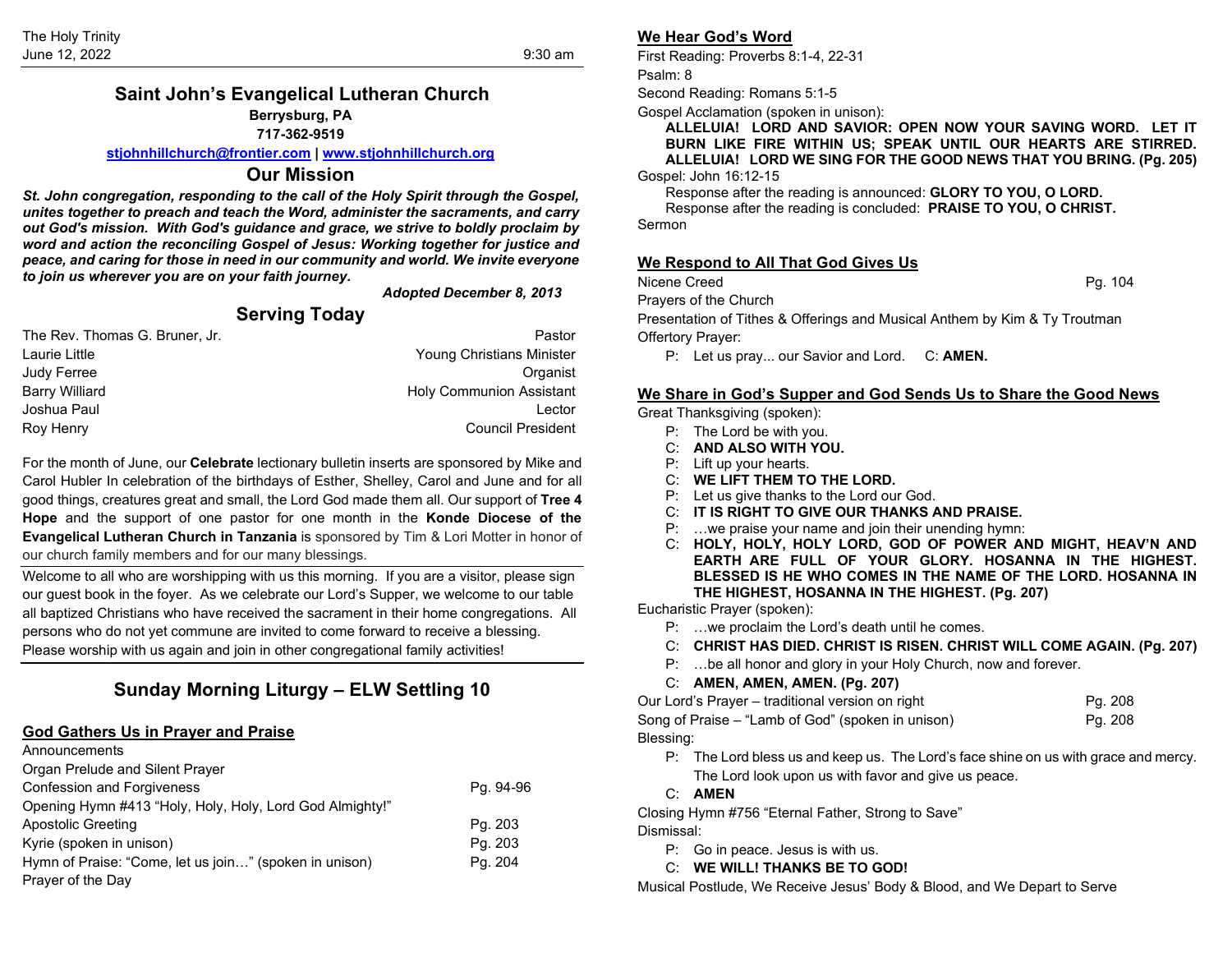The Holy Trinity
June 12, 2022 9:30 am

# Saint John's Evangelical Lutheran Church

**Berrysburg, PA**

**717-362-9519**

**stjohnhillchurch@frontier.com | www.stjohnhillchurch.org**

## Our Mission

***St. John congregation, responding to the call of the Holy Spirit through the Gospel, unites together to preach and teach the Word, administer the sacraments, and carry out God's mission. With God's guidance and grace, we strive to boldly proclaim by word and action the reconciling Gospel of Jesus: Working together for justice and peace, and caring for those in need in our community and world. We invite everyone to join us wherever you are on your faith journey.***

***Adopted December 8, 2013***

## Serving Today

| | |
|---|---|
| The Rev. Thomas G. Bruner, Jr. | Pastor |
| Laurie Little | Young Christians Minister |
| Judy Ferree | Organist |
| Barry Williard | Holy Communion Assistant |
| Joshua Paul | Lector |
| Roy Henry | Council President |

For the month of June, our **Celebrate** lectionary bulletin inserts are sponsored by Mike and Carol Hubler In celebration of the birthdays of Esther, Shelley, Carol and June and for all good things, creatures great and small, the Lord God made them all. Our support of **Tree 4 Hope** and the support of one pastor for one month in the **Konde Diocese of the Evangelical Lutheran Church in Tanzania** is sponsored by Tim & Lori Motter in honor of our church family members and for our many blessings.

Welcome to all who are worshipping with us this morning. If you are a visitor, please sign our guest book in the foyer. As we celebrate our Lord's Supper, we welcome to our table all baptized Christians who have received the sacrament in their home congregations. All persons who do not yet commune are invited to come forward to receive a blessing. Please worship with us again and join in other congregational family activities!

## Sunday Morning Liturgy – ELW Settling 10

### God Gathers Us in Prayer and Praise

Announcements

Organ Prelude and Silent Prayer

Confession and Forgiveness Pg. 94-96

Opening Hymn #413 "Holy, Holy, Holy, Lord God Almighty!"

Apostolic Greeting Pg. 203

Kyrie (spoken in unison) Pg. 203

Hymn of Praise: "Come, let us join…" (spoken in unison) Pg. 204

Prayer of the Day

### We Hear God's Word

First Reading: Proverbs 8:1-4, 22-31

Psalm: 8

Second Reading: Romans 5:1-5

Gospel Acclamation (spoken in unison):

**ALLELUIA! LORD AND SAVIOR: OPEN NOW YOUR SAVING WORD. LET IT BURN LIKE FIRE WITHIN US; SPEAK UNTIL OUR HEARTS ARE STIRRED. ALLELUIA! LORD WE SING FOR THE GOOD NEWS THAT YOU BRING. (Pg. 205)**

Gospel: John 16:12-15

Response after the reading is announced: **GLORY TO YOU, O LORD.**

Response after the reading is concluded: **PRAISE TO YOU, O CHRIST.**

Sermon

### We Respond to All That God Gives Us

Nicene Creed Pg. 104

Prayers of the Church

Presentation of Tithes & Offerings and Musical Anthem by Kim & Ty Troutman

Offertory Prayer:

P: Let us pray... our Savior and Lord. C: **AMEN.**

### We Share in God's Supper and God Sends Us to Share the Good News

Great Thanksgiving (spoken):

P: The Lord be with you.
C: **AND ALSO WITH YOU.**
P: Lift up your hearts.
C: **WE LIFT THEM TO THE LORD.**
P: Let us give thanks to the Lord our God.
C: **IT IS RIGHT TO GIVE OUR THANKS AND PRAISE.**
P: …we praise your name and join their unending hymn:
C: **HOLY, HOLY, HOLY LORD, GOD OF POWER AND MIGHT, HEAV'N AND EARTH ARE FULL OF YOUR GLORY. HOSANNA IN THE HIGHEST. BLESSED IS HE WHO COMES IN THE NAME OF THE LORD. HOSANNA IN THE HIGHEST, HOSANNA IN THE HIGHEST. (Pg. 207)**

Eucharistic Prayer (spoken):

P: …we proclaim the Lord's death until he comes.
C: **CHRIST HAS DIED. CHRIST IS RISEN. CHRIST WILL COME AGAIN. (Pg. 207)**
P: …be all honor and glory in your Holy Church, now and forever.
C: **AMEN, AMEN, AMEN. (Pg. 207)**

Our Lord's Prayer – traditional version on right Pg. 208

Song of Praise – "Lamb of God" (spoken in unison) Pg. 208

Blessing:

P: The Lord bless us and keep us. The Lord's face shine on us with grace and mercy. The Lord look upon us with favor and give us peace.
C: **AMEN**

Closing Hymn #756 "Eternal Father, Strong to Save"

Dismissal:

P: Go in peace. Jesus is with us.
C: **WE WILL! THANKS BE TO GOD!**

Musical Postlude, We Receive Jesus' Body & Blood, and We Depart to Serve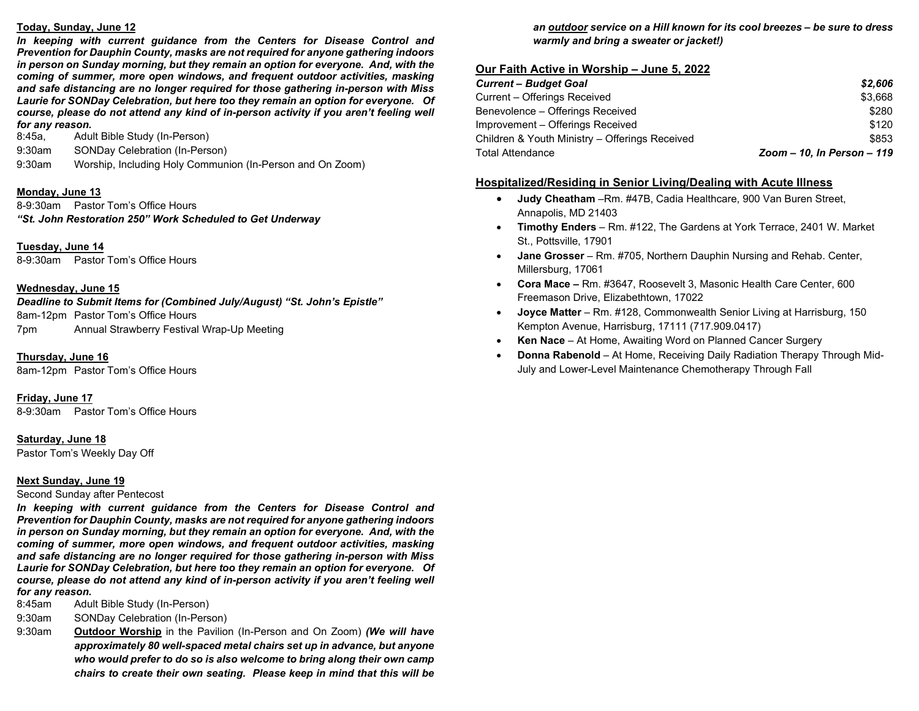**Today, Sunday, June 12**

***In keeping with current guidance from the Centers for Disease Control and Prevention for Dauphin County, masks are not required for anyone gathering indoors in person on Sunday morning, but they remain an option for everyone. And, with the coming of summer, more open windows, and frequent outdoor activities, masking and safe distancing are no longer required for those gathering in-person with Miss Laurie for SONDay Celebration, but here too they remain an option for everyone. Of course, please do not attend any kind of in-person activity if you aren't feeling well for any reason.***

8:45a, Adult Bible Study (In-Person)
9:30am SONDay Celebration (In-Person)
9:30am Worship, Including Holy Communion (In-Person and On Zoom)

**Monday, June 13**

8-9:30am Pastor Tom's Office Hours
***"St. John Restoration 250" Work Scheduled to Get Underway***

**Tuesday, June 14**

8-9:30am Pastor Tom's Office Hours

**Wednesday, June 15**

***Deadline to Submit Items for (Combined July/August) "St. John's Epistle"***
8am-12pm Pastor Tom's Office Hours
7pm Annual Strawberry Festival Wrap-Up Meeting

**Thursday, June 16**

8am-12pm Pastor Tom's Office Hours

**Friday, June 17**

8-9:30am Pastor Tom's Office Hours

**Saturday, June 18**

Pastor Tom's Weekly Day Off

**Next Sunday, June 19**

Second Sunday after Pentecost

***In keeping with current guidance from the Centers for Disease Control and Prevention for Dauphin County, masks are not required for anyone gathering indoors in person on Sunday morning, but they remain an option for everyone. And, with the coming of summer, more open windows, and frequent outdoor activities, masking and safe distancing are no longer required for those gathering in-person with Miss Laurie for SONDay Celebration, but here too they remain an option for everyone. Of course, please do not attend any kind of in-person activity if you aren't feeling well for any reason.***

8:45am Adult Bible Study (In-Person)
9:30am SONDay Celebration (In-Person)
9:30am **Outdoor Worship** in the Pavilion (In-Person and On Zoom) ***(We will have approximately 80 well-spaced metal chairs set up in advance, but anyone who would prefer to do so is also welcome to bring along their own camp chairs to create their own seating. Please keep in mind that this will be an outdoor service on a Hill known for its cool breezes – be sure to dress warmly and bring a sweater or jacket!)***

## Our Faith Active in Worship – June 5, 2022

| | |
|---|---|
| ***Current – Budget Goal*** | ***$2,606*** |
| Current – Offerings Received | $3,668 |
| Benevolence – Offerings Received | $280 |
| Improvement – Offerings Received | $120 |
| Children & Youth Ministry – Offerings Received | $853 |
| Total Attendance | ***Zoom – 10, In Person – 119*** |

## Hospitalized/Residing in Senior Living/Dealing with Acute Illness

- **Judy Cheatham** –Rm. #47B, Cadia Healthcare, 900 Van Buren Street, Annapolis, MD 21403
- **Timothy Enders** – Rm. #122, The Gardens at York Terrace, 2401 W. Market St., Pottsville, 17901
- **Jane Grosser** – Rm. #705, Northern Dauphin Nursing and Rehab. Center, Millersburg, 17061
- **Cora Mace –** Rm. #3647, Roosevelt 3, Masonic Health Care Center, 600 Freemason Drive, Elizabethtown, 17022
- **Joyce Matter** – Rm. #128, Commonwealth Senior Living at Harrisburg, 150 Kempton Avenue, Harrisburg, 17111 (717.909.0417)
- **Ken Nace** – At Home, Awaiting Word on Planned Cancer Surgery
- **Donna Rabenold** – At Home, Receiving Daily Radiation Therapy Through Mid-July and Lower-Level Maintenance Chemotherapy Through Fall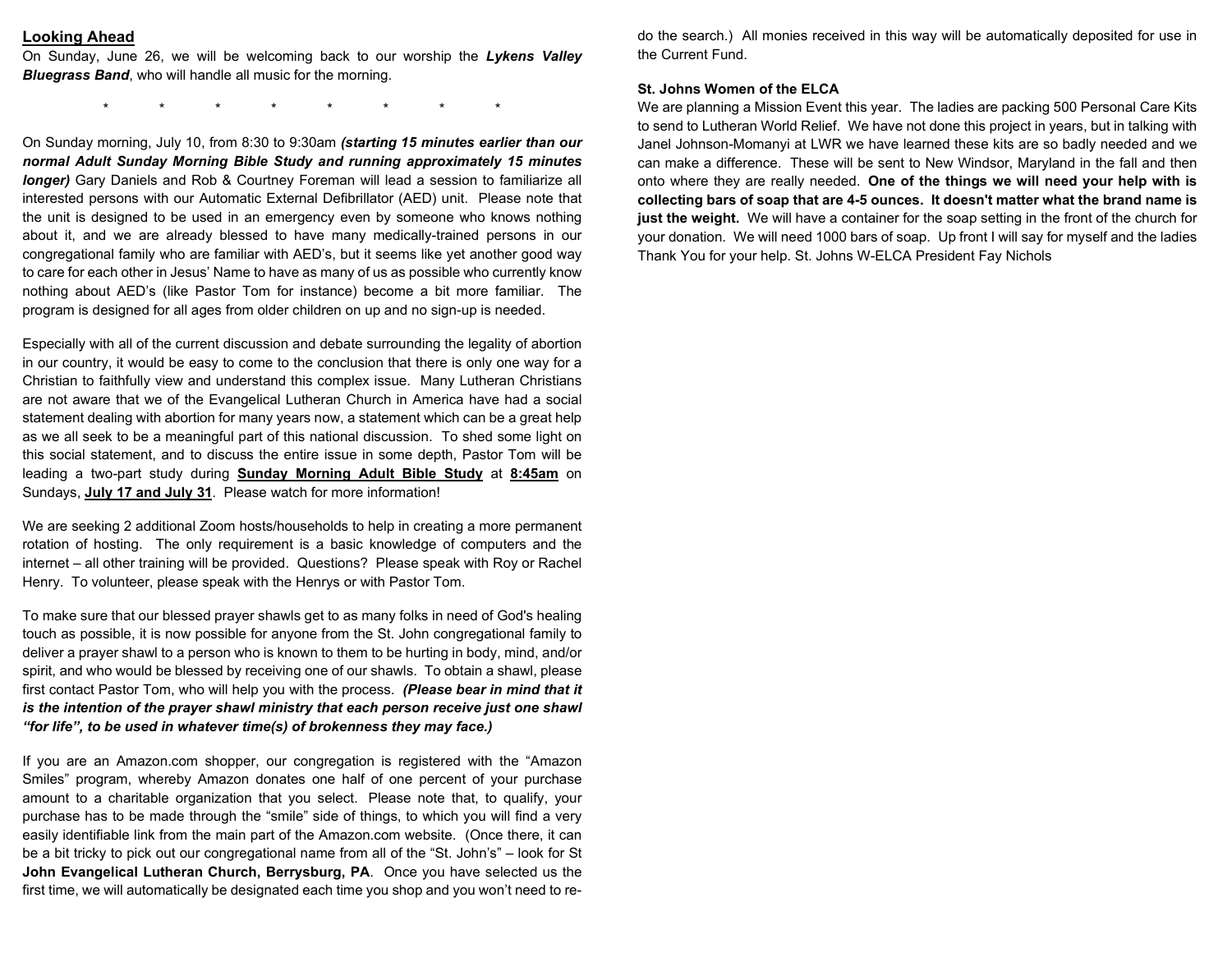**<u>Looking Ahead</u>**

On Sunday, June 26, we will be welcoming back to our worship the ***Lykens Valley Bluegrass Band***, who will handle all music for the morning.

\* \* \* \* \* \* \* \*

On Sunday morning, July 10, from 8:30 to 9:30am ***(starting 15 minutes earlier than our normal Adult Sunday Morning Bible Study and running approximately 15 minutes longer)*** Gary Daniels and Rob & Courtney Foreman will lead a session to familiarize all interested persons with our Automatic External Defibrillator (AED) unit. Please note that the unit is designed to be used in an emergency even by someone who knows nothing about it, and we are already blessed to have many medically-trained persons in our congregational family who are familiar with AED's, but it seems like yet another good way to care for each other in Jesus' Name to have as many of us as possible who currently know nothing about AED's (like Pastor Tom for instance) become a bit more familiar. The program is designed for all ages from older children on up and no sign-up is needed.

Especially with all of the current discussion and debate surrounding the legality of abortion in our country, it would be easy to come to the conclusion that there is only one way for a Christian to faithfully view and understand this complex issue. Many Lutheran Christians are not aware that we of the Evangelical Lutheran Church in America have had a social statement dealing with abortion for many years now, a statement which can be a great help as we all seek to be a meaningful part of this national discussion. To shed some light on this social statement, and to discuss the entire issue in some depth, Pastor Tom will be leading a two-part study during **<u>Sunday Morning Adult Bible Study</u>** at **<u>8:45am</u>** on Sundays, **<u>July 17 and July 31</u>**. Please watch for more information!

We are seeking 2 additional Zoom hosts/households to help in creating a more permanent rotation of hosting. The only requirement is a basic knowledge of computers and the internet – all other training will be provided. Questions? Please speak with Roy or Rachel Henry. To volunteer, please speak with the Henrys or with Pastor Tom.

To make sure that our blessed prayer shawls get to as many folks in need of God's healing touch as possible, it is now possible for anyone from the St. John congregational family to deliver a prayer shawl to a person who is known to them to be hurting in body, mind, and/or spirit, and who would be blessed by receiving one of our shawls. To obtain a shawl, please first contact Pastor Tom, who will help you with the process. ***(Please bear in mind that it is the intention of the prayer shawl ministry that each person receive just one shawl "for life", to be used in whatever time(s) of brokenness they may face.)***

If you are an Amazon.com shopper, our congregation is registered with the "Amazon Smiles" program, whereby Amazon donates one half of one percent of your purchase amount to a charitable organization that you select. Please note that, to qualify, your purchase has to be made through the "smile" side of things, to which you will find a very easily identifiable link from the main part of the Amazon.com website. (Once there, it can be a bit tricky to pick out our congregational name from all of the "St. John's" – look for St **John Evangelical Lutheran Church, Berrysburg, PA**. Once you have selected us the first time, we will automatically be designated each time you shop and you won't need to re-do the search.) All monies received in this way will be automatically deposited for use in the Current Fund.

**St. Johns Women of the ELCA**

We are planning a Mission Event this year. The ladies are packing 500 Personal Care Kits to send to Lutheran World Relief. We have not done this project in years, but in talking with Janel Johnson-Momanyi at LWR we have learned these kits are so badly needed and we can make a difference. These will be sent to New Windsor, Maryland in the fall and then onto where they are really needed. **One of the things we will need your help with is collecting bars of soap that are 4-5 ounces. It doesn't matter what the brand name is just the weight.** We will have a container for the soap setting in the front of the church for your donation. We will need 1000 bars of soap. Up front I will say for myself and the ladies Thank You for your help. St. Johns W-ELCA President Fay Nichols